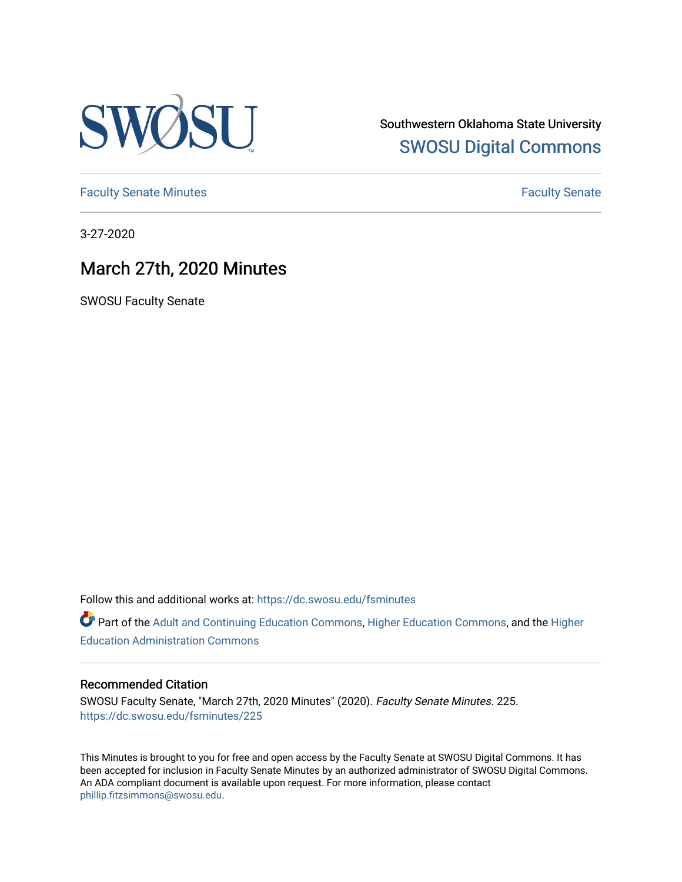Southwestern Oklahoma State University

SWOSU Digital Commons

Faculty Senate Minutes

Faculty Senate

3-27-2020

# March 27th, 2020 Minutes

SWOSU Faculty Senate

Follow this and additional works at: https://dc.swosu.edu/fsminutes

Part of the Adult and Continuing Education Commons, Higher Education Commons, and the Higher Education Administration Commons

### Recommended Citation

SWOSU Faculty Senate, "March 27th, 2020 Minutes" (2020). *Faculty Senate Minutes*. 225.
https://dc.swosu.edu/fsminutes/225

This Minutes is brought to you for free and open access by the Faculty Senate at SWOSU Digital Commons. It has been accepted for inclusion in Faculty Senate Minutes by an authorized administrator of SWOSU Digital Commons. An ADA compliant document is available upon request. For more information, please contact phillip.fitzsimmons@swosu.edu.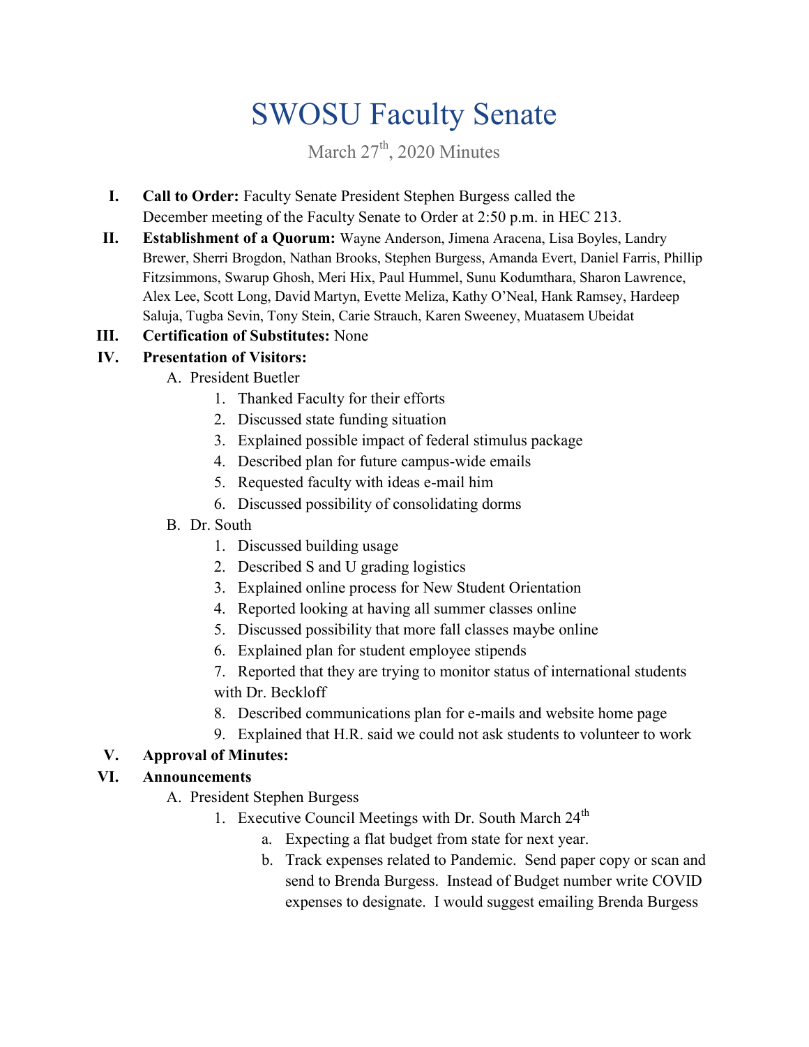// SWOSU Faculty Senate

March 27th, 2020 Minutes

I. **Call to Order:** Faculty Senate President Stephen Burgess called the December meeting of the Faculty Senate to Order at 2:50 p.m. in HEC 213.

II. **Establishment of a Quorum:** Wayne Anderson, Jimena Aracena, Lisa Boyles, Landry Brewer, Sherri Brogdon, Nathan Brooks, Stephen Burgess, Amanda Evert, Daniel Farris, Phillip Fitzsimmons, Swarup Ghosh, Meri Hix, Paul Hummel, Sunu Kodumthara, Sharon Lawrence, Alex Lee, Scott Long, David Martyn, Evette Meliza, Kathy O'Neal, Hank Ramsey, Hardeep Saluja, Tugba Sevin, Tony Stein, Carie Strauch, Karen Sweeney, Muatasem Ubeidat

III. **Certification of Substitutes:** None

IV. **Presentation of Visitors:**

   A. President Buetler

      1. Thanked Faculty for their efforts
      2. Discussed state funding situation
      3. Explained possible impact of federal stimulus package
      4. Described plan for future campus-wide emails
      5. Requested faculty with ideas e-mail him
      6. Discussed possibility of consolidating dorms

   B. Dr. South

      1. Discussed building usage
      2. Described S and U grading logistics
      3. Explained online process for New Student Orientation
      4. Reported looking at having all summer classes online
      5. Discussed possibility that more fall classes maybe online
      6. Explained plan for student employee stipends
      7. Reported that they are trying to monitor status of international students with Dr. Beckloff
      8. Described communications plan for e-mails and website home page
      9. Explained that H.R. said we could not ask students to volunteer to work

V. **Approval of Minutes:**

VI. **Announcements**

   A. President Stephen Burgess

      1. Executive Council Meetings with Dr. South March 24th

         a. Expecting a flat budget from state for next year.
         b. Track expenses related to Pandemic. Send paper copy or scan and send to Brenda Burgess. Instead of Budget number write COVID expenses to designate. I would suggest emailing Brenda Burgess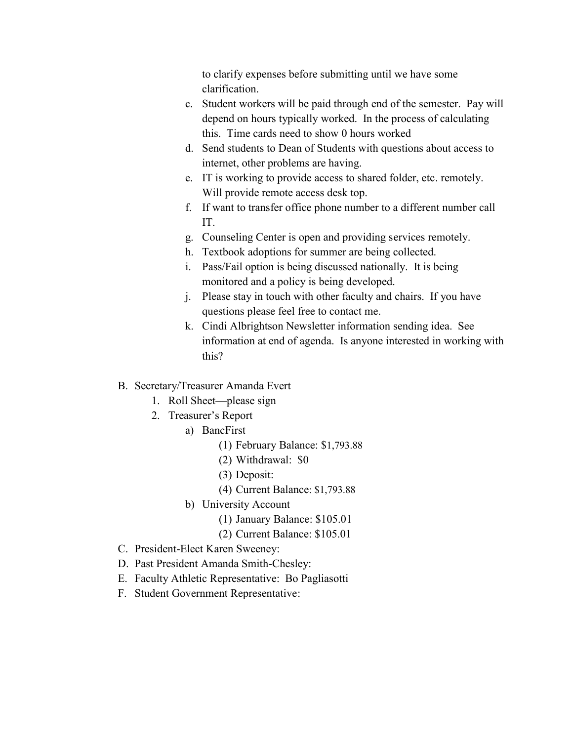to clarify expenses before submitting until we have some clarification.

c. Student workers will be paid through end of the semester. Pay will depend on hours typically worked. In the process of calculating this. Time cards need to show 0 hours worked
d. Send students to Dean of Students with questions about access to internet, other problems are having.
e. IT is working to provide access to shared folder, etc. remotely. Will provide remote access desk top.
f. If want to transfer office phone number to a different number call IT.
g. Counseling Center is open and providing services remotely.
h. Textbook adoptions for summer are being collected.
i. Pass/Fail option is being discussed nationally. It is being monitored and a policy is being developed.
j. Please stay in touch with other faculty and chairs. If you have questions please feel free to contact me.
k. Cindi Albrightson Newsletter information sending idea. See information at end of agenda. Is anyone interested in working with this?

B. Secretary/Treasurer Amanda Evert
   1. Roll Sheet—please sign
   2. Treasurer's Report
      a) BancFirst
         (1) February Balance: $1,793.88
         (2) Withdrawal: $0
         (3) Deposit:
         (4) Current Balance: $1,793.88
      b) University Account
         (1) January Balance: $105.01
         (2) Current Balance: $105.01

C. President-Elect Karen Sweeney:

D. Past President Amanda Smith-Chesley:

E. Faculty Athletic Representative: Bo Pagliasotti

F. Student Government Representative: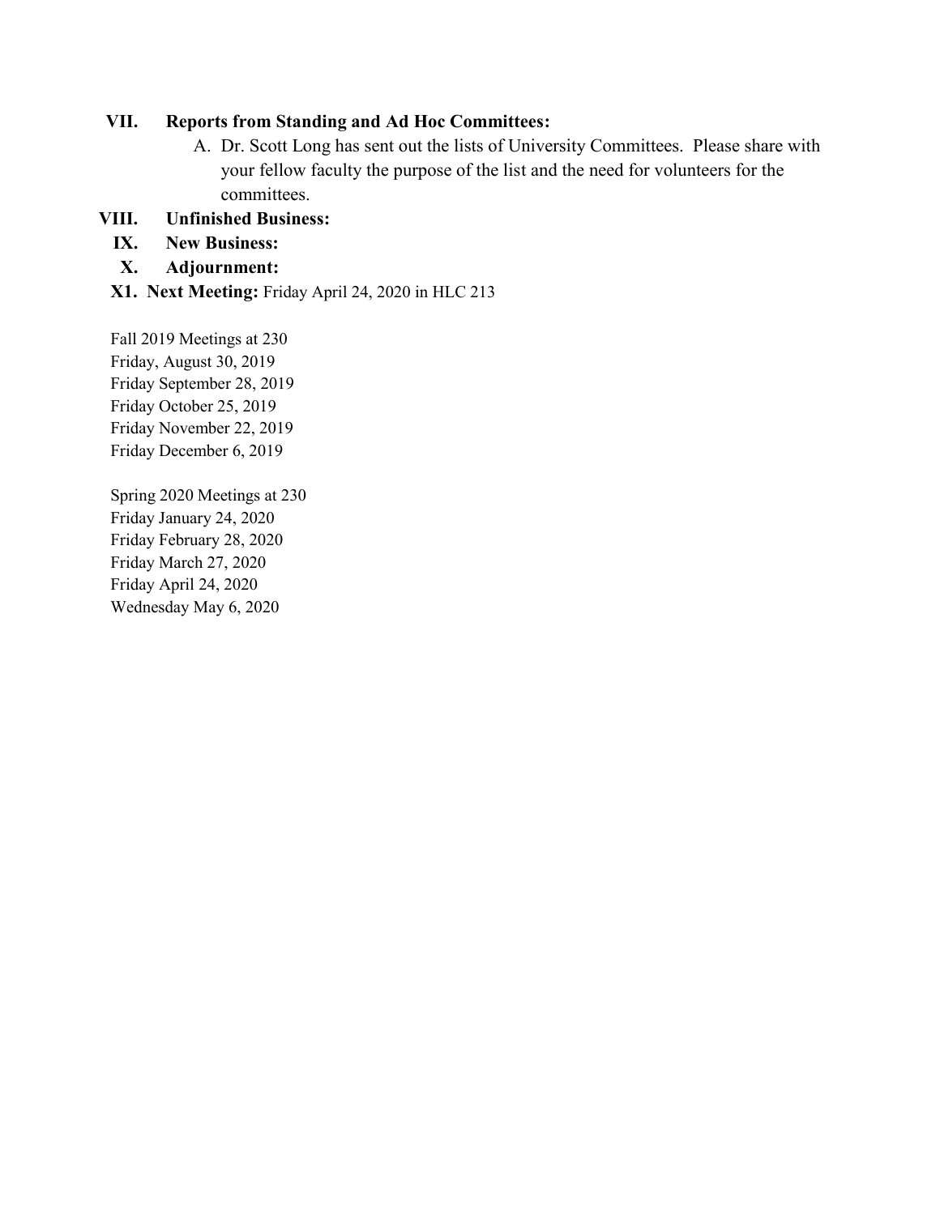VII. **Reports from Standing and Ad Hoc Committees:**

A. Dr. Scott Long has sent out the lists of University Committees. Please share with your fellow faculty the purpose of the list and the need for volunteers for the committees.

VIII. **Unfinished Business:**

IX. **New Business:**

X. **Adjournment:**

X1. **Next Meeting:** Friday April 24, 2020 in HLC 213

Fall 2019 Meetings at 230
Friday, August 30, 2019
Friday September 28, 2019
Friday October 25, 2019
Friday November 22, 2019
Friday December 6, 2019

Spring 2020 Meetings at 230
Friday January 24, 2020
Friday February 28, 2020
Friday March 27, 2020
Friday April 24, 2020
Wednesday May 6, 2020